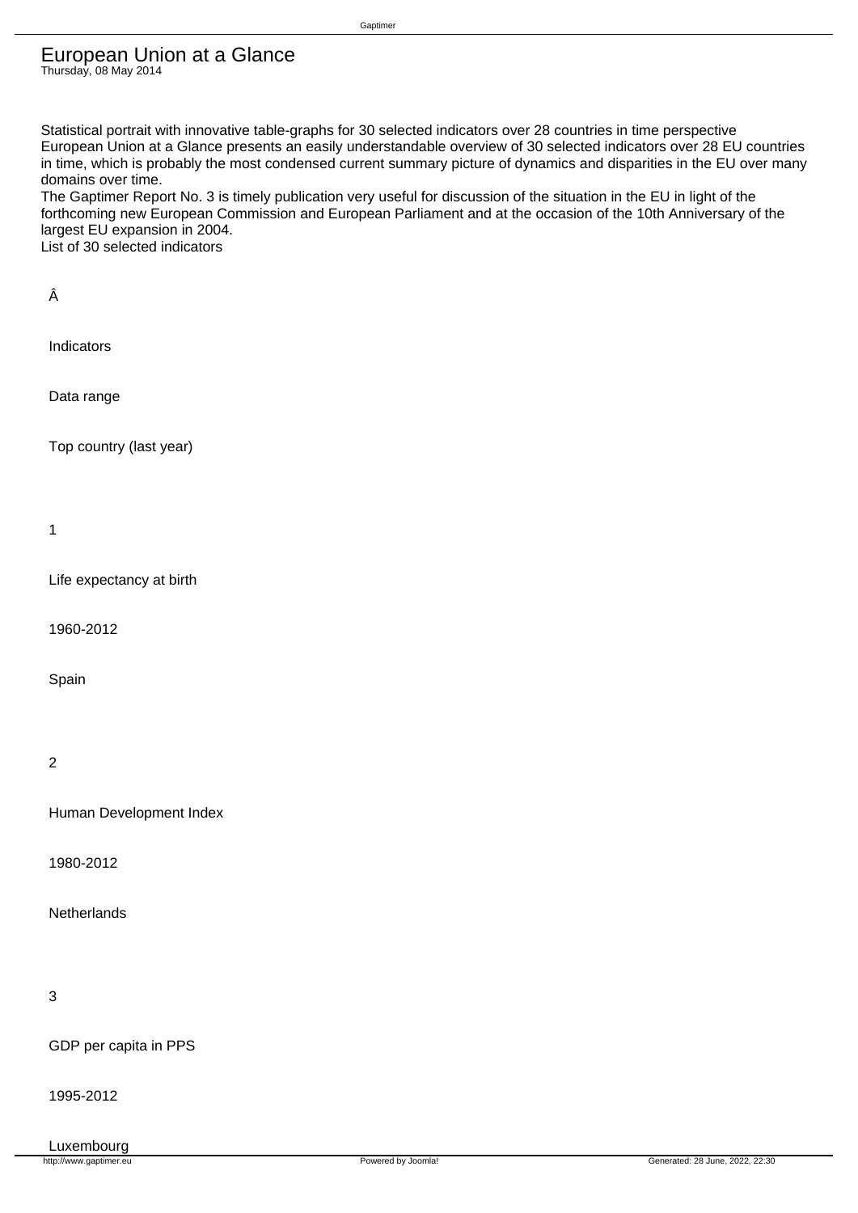# European Union at a Glance

Thursday, 08 May 2014

Statistical portrait with innovative table-graphs for 30 selected indicators over 28 countries in time perspective
European Union at a Glance presents an easily understandable overview of 30 selected indicators over 28 EU countries in time, which is probably the most condensed current summary picture of dynamics and disparities in the EU over many domains over time.
The Gaptimer Report No. 3 is timely publication very useful for discussion of the situation in the EU in light of the forthcoming new European Commission and European Parliament and at the occasion of the 10th Anniversary of the largest EU expansion in 2004.
List of 30 selected indicators

| Â | Indicators | Data range | Top country (last year) |
|---|---|---|---|
| 1 | Life expectancy at birth | 1960-2012 | Spain |
| 2 | Human Development Index | 1980-2012 | Netherlands |
| 3 | GDP per capita in PPS | 1995-2012 | Luxembourg |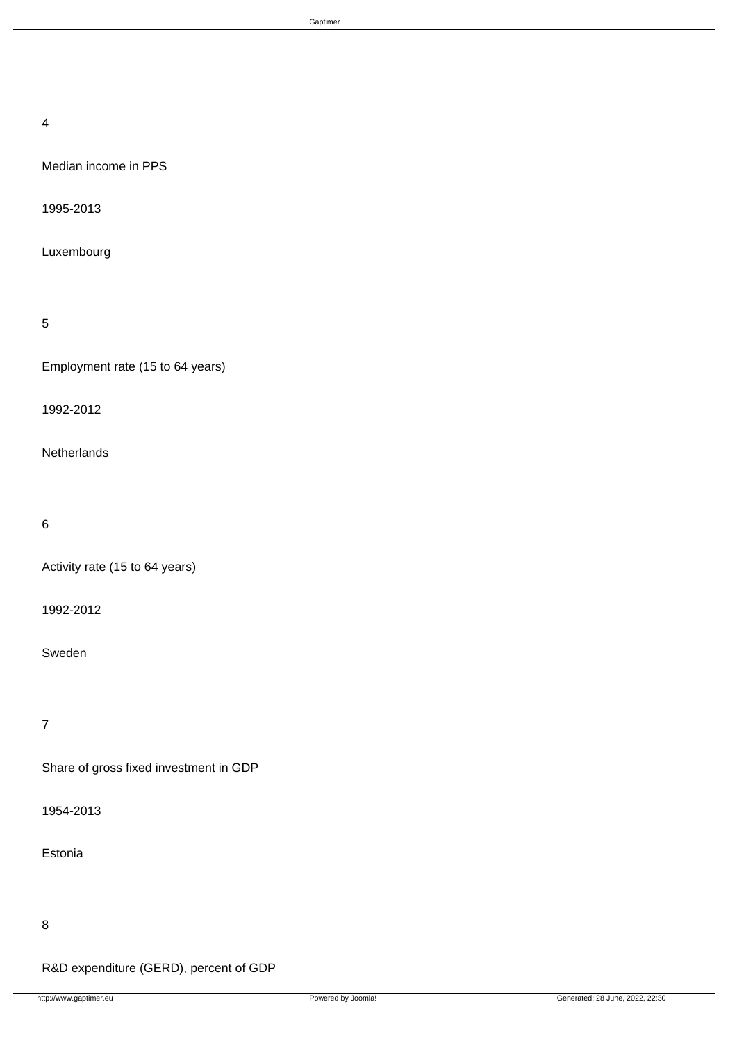4

Median income in PPS

1995-2013

Luxembourg

5

Employment rate (15 to 64 years)

1992-2012

Netherlands

6

Activity rate (15 to 64 years)

1992-2012

Sweden

7

Share of gross fixed investment in GDP

1954-2013

Estonia

8

R&D expenditure (GERD), percent of GDP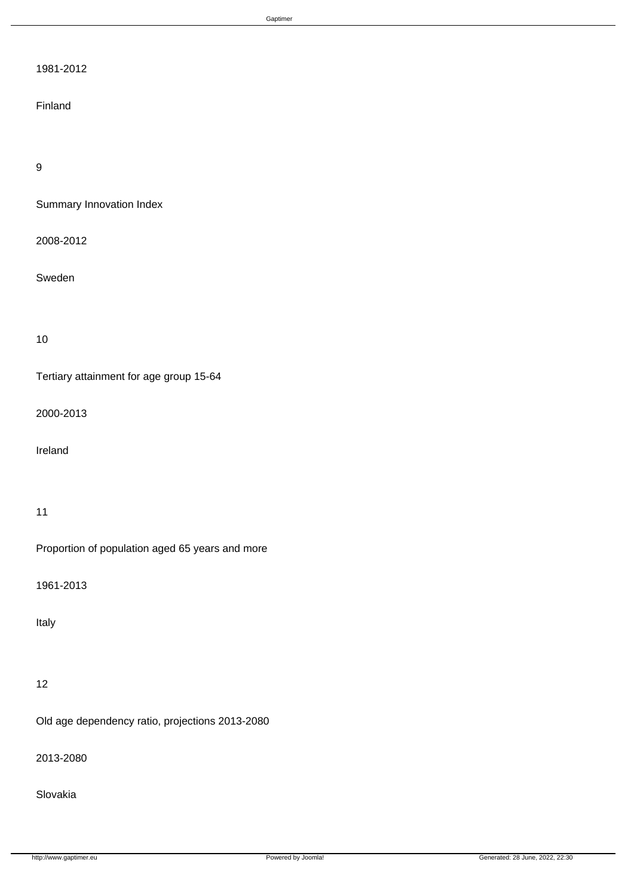1981-2012

Finland

9

Summary Innovation Index

2008-2012

Sweden

10

Tertiary attainment for age group 15-64

2000-2013

Ireland

11

Proportion of population aged 65 years and more

1961-2013

Italy

12

Old age dependency ratio, projections 2013-2080

2013-2080

Slovakia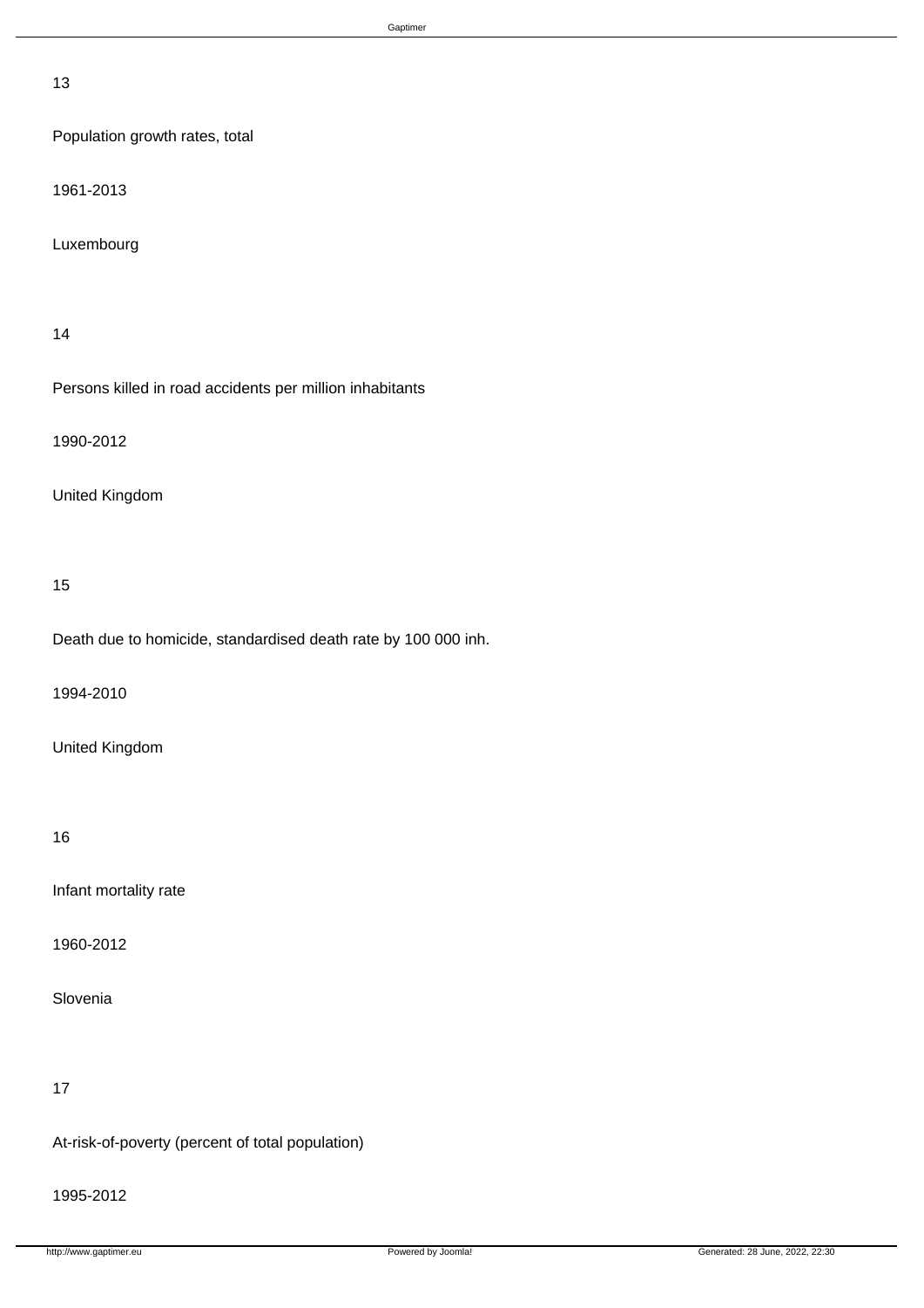13

Population growth rates, total

1961-2013

Luxembourg

14

Persons killed in road accidents per million inhabitants

1990-2012

United Kingdom

15

Death due to homicide, standardised death rate by 100 000 inh.

1994-2010

United Kingdom

16

Infant mortality rate

1960-2012

Slovenia

17

At-risk-of-poverty (percent of total population)

1995-2012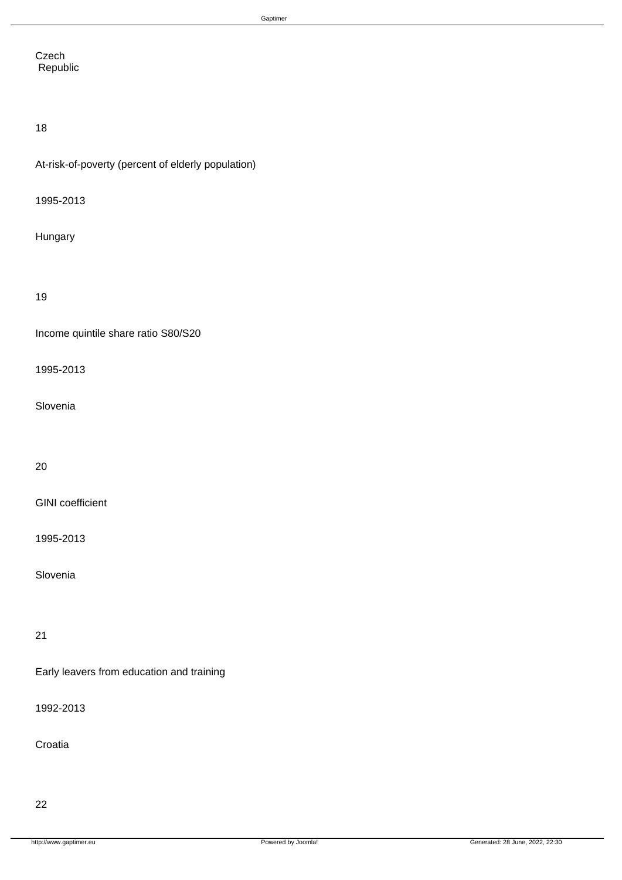Czech
 Republic

18

At-risk-of-poverty (percent of elderly population)

1995-2013

Hungary

19

Income quintile share ratio S80/S20

1995-2013

Slovenia

20

GINI coefficient

1995-2013

Slovenia

21

Early leavers from education and training

1992-2013

Croatia

22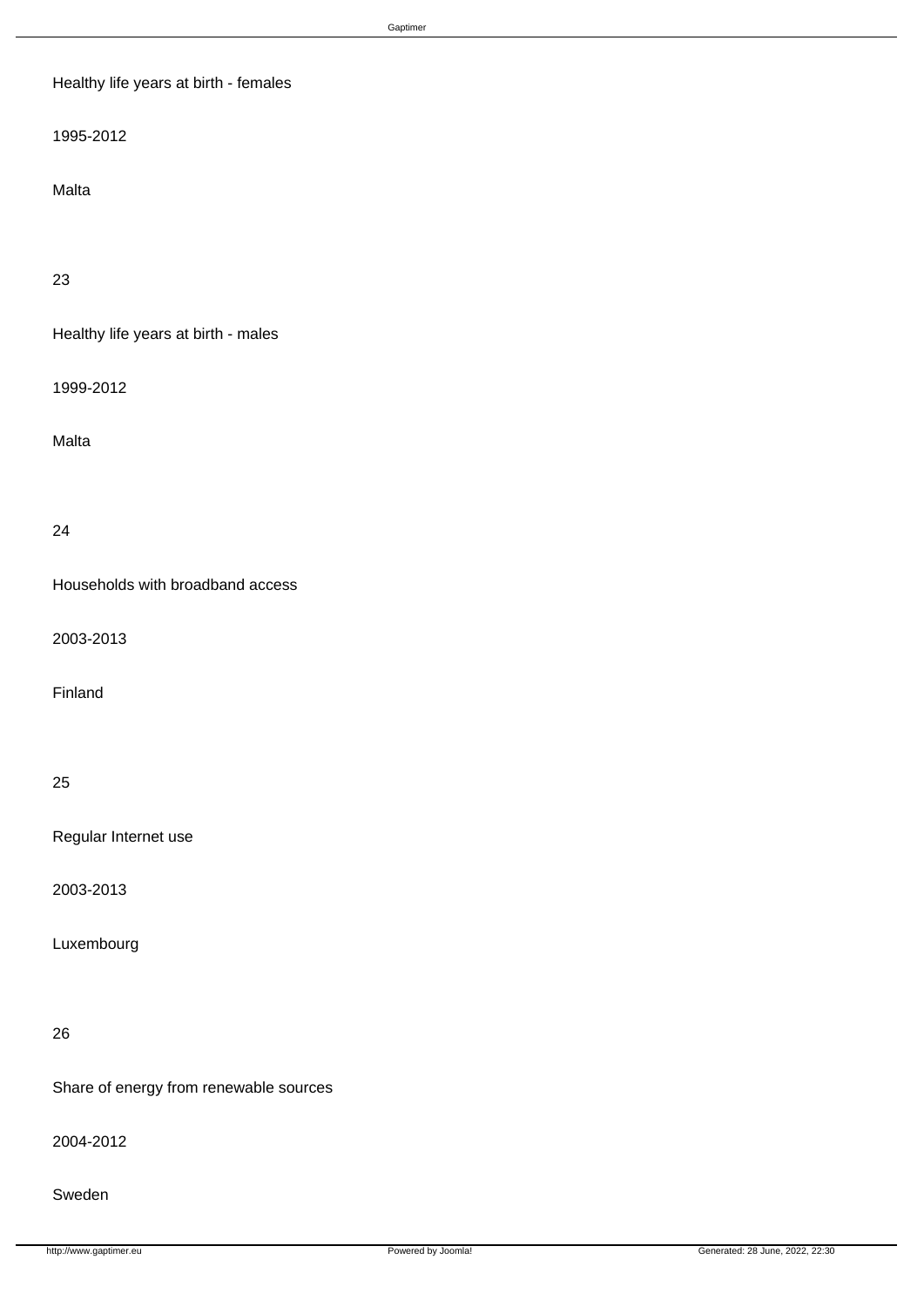Healthy life years at birth - females

1995-2012

Malta

23

Healthy life years at birth - males

1999-2012

Malta

24

Households with broadband access

2003-2013

Finland

25

Regular Internet use

2003-2013

Luxembourg

26

Share of energy from renewable sources

2004-2012

Sweden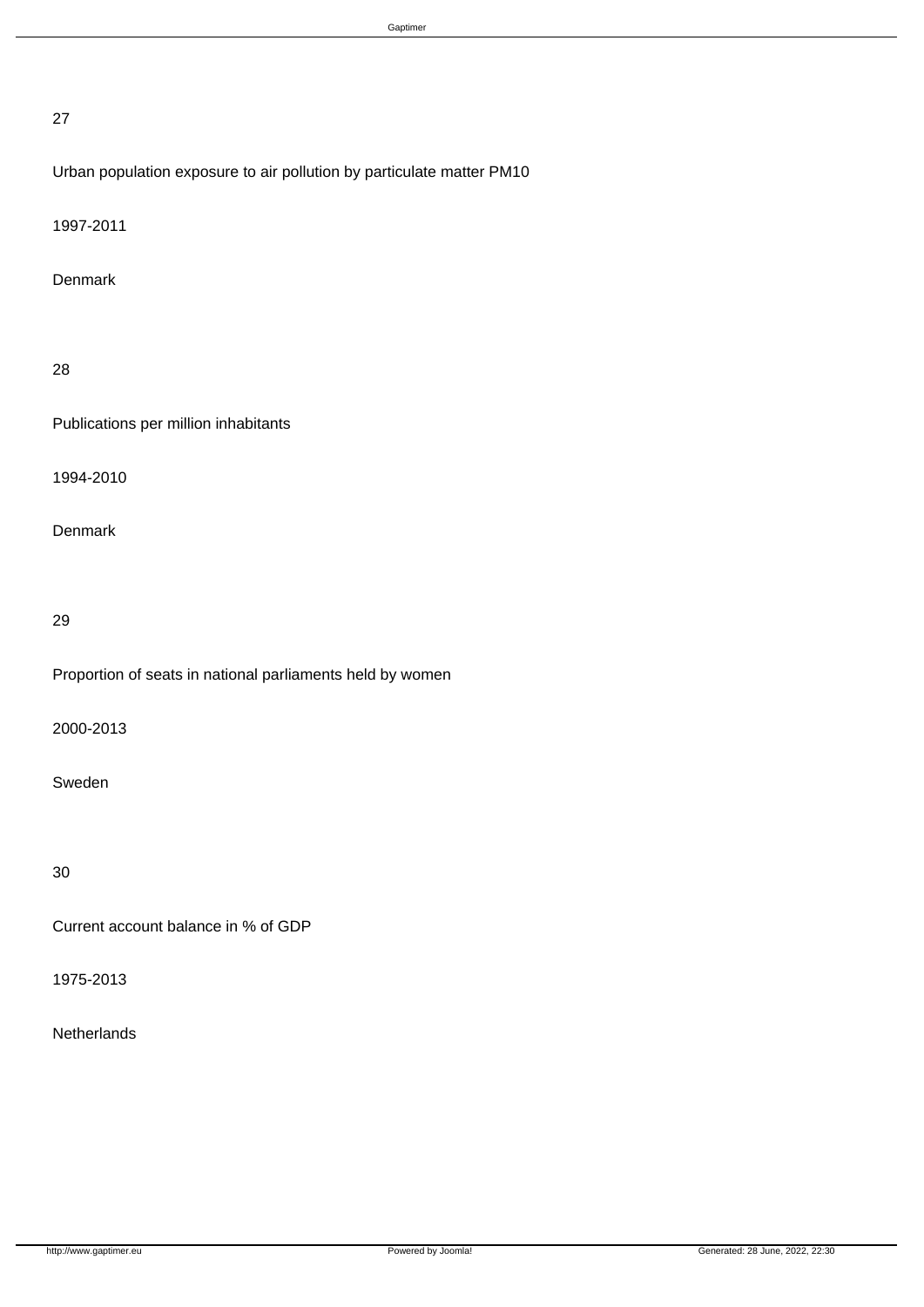27

Urban population exposure to air pollution by particulate matter PM10

1997-2011

Denmark

28

Publications per million inhabitants

1994-2010

Denmark

29

Proportion of seats in national parliaments held by women

2000-2013

Sweden

30

Current account balance in % of GDP

1975-2013

Netherlands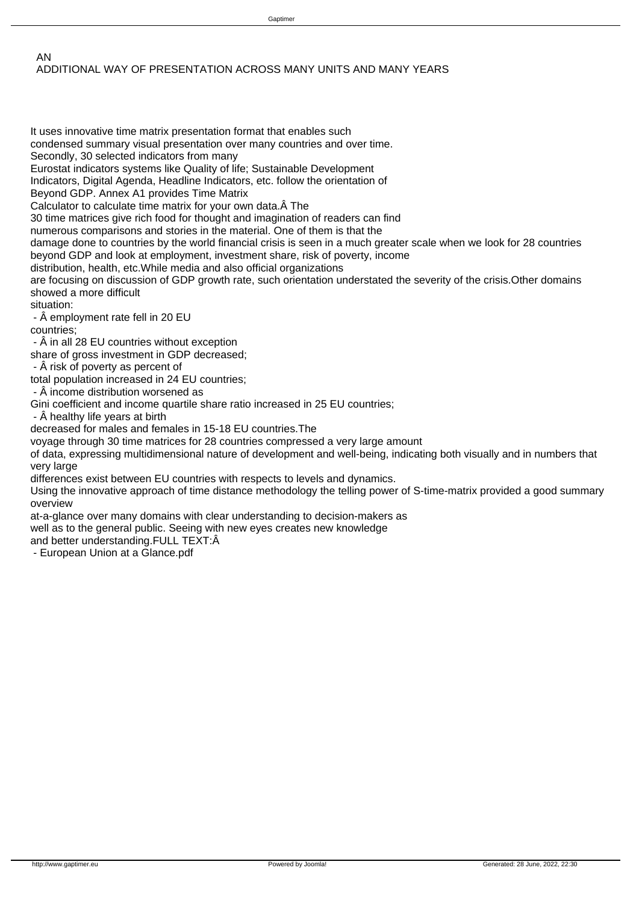AN
ADDITIONAL WAY OF PRESENTATION ACROSS MANY UNITS AND MANY YEARS

It uses innovative time matrix presentation format that enables such condensed summary visual presentation over many countries and over time. Secondly, 30 selected indicators from many Eurostat indicators systems like Quality of life; Sustainable Development Indicators, Digital Agenda, Headline Indicators, etc. follow the orientation of Beyond GDP. Annex A1 provides Time Matrix Calculator to calculate time matrix for your own data.Â The 30 time matrices give rich food for thought and imagination of readers can find numerous comparisons and stories in the material. One of them is that the damage done to countries by the world financial crisis is seen in a much greater scale when we look for 28 countries beyond GDP and look at employment, investment share, risk of poverty, income distribution, health, etc.While media and also official organizations are focusing on discussion of GDP growth rate, such orientation understated the severity of the crisis.Other domains showed a more difficult situation:

- Â employment rate fell in 20 EU countries;
- Â in all 28 EU countries without exception share of gross investment in GDP decreased;
- Â risk of poverty as percent of total population increased in 24 EU countries;
- Â income distribution worsened as Gini coefficient and income quartile share ratio increased in 25 EU countries;
- Â healthy life years at birth decreased for males and females in 15-18 EU countries.The

voyage through 30 time matrices for 28 countries compressed a very large amount of data, expressing multidimensional nature of development and well-being, indicating both visually and in numbers that very large differences exist between EU countries with respects to levels and dynamics.

Using the innovative approach of time distance methodology the telling power of S-time-matrix provided a good summary overview at-a-glance over many domains with clear understanding to decision-makers as well as to the general public. Seeing with new eyes creates new knowledge and better understanding.FULL TEXT:Â

- European Union at a Glance.pdf